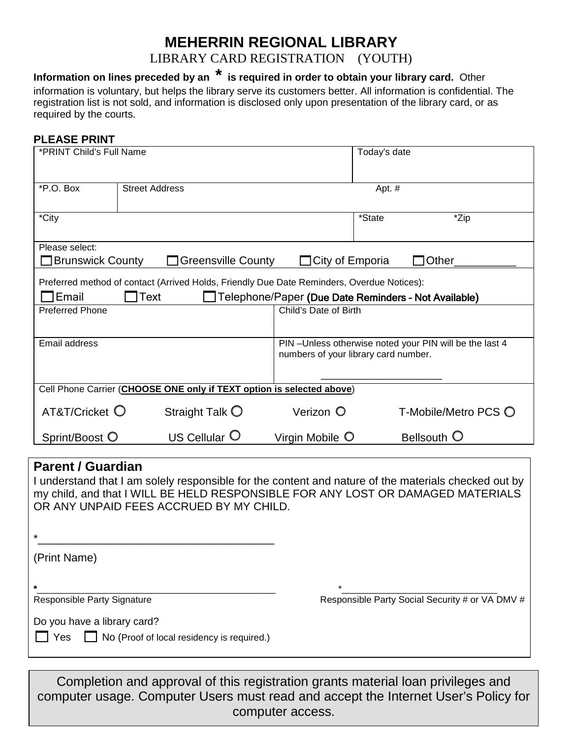# MEHERRIN REGIONAL LIBRARY

LIBRARY CARD REGISTRATION (YOUTH)

**Information on lines preceded by an * is required in order to obtain your library card.** Other information is voluntary, but helps the library serve its customers better. All information is confidential. The registration list is not sold, and information is disclosed only upon presentation of the library card, or as required by the courts.

**PLEASE PRINT**

| *PRINT Child's Full Name | | | Today's date |
|---|---|---|---|
| *P.O. Box | Street Address | | Apt. # |
| *City | | | *State / *Zip |

Please select:

☐ Brunswick County ☐ Greenville County ☐ City of Emporia ☐ Other__________

Preferred method of contact (Arrived Holds, Friendly Due Date Reminders, Overdue Notices):

☐ Email ☐ Text ☐ Telephone/Paper **(Due Date Reminders - Not Available)**

| Preferred Phone | Child's Date of Birth |
|---|---|
| Email address | PIN –Unless otherwise noted your PIN will be the last 4 numbers of your library card number. ______________________ |

Cell Phone Carrier (**CHOOSE ONE only if TEXT option is selected above**)

○ AT&T/Cricket ○ Straight Talk ○ Verizon ○ T-Mobile/Metro PCS

○ Sprint/Boost ○ US Cellular ○ Virgin Mobile ○ Bellsouth

## Parent / Guardian

I understand that I am solely responsible for the content and nature of the materials checked out by my child, and that I WILL BE HELD RESPONSIBLE FOR ANY LOST OR DAMAGED MATERIALS OR ANY UNPAID FEES ACCRUED BY MY CHILD.

*_______________________________________

(Print Name)

*_______________________________________ *_____________________________

Responsible Party Signature Responsible Party Social Security # or VA DMV #

Do you have a library card?

☐ Yes ☐ No (Proof of local residency is required.)

Completion and approval of this registration grants material loan privileges and computer usage. Computer Users must read and accept the Internet User's Policy for computer access.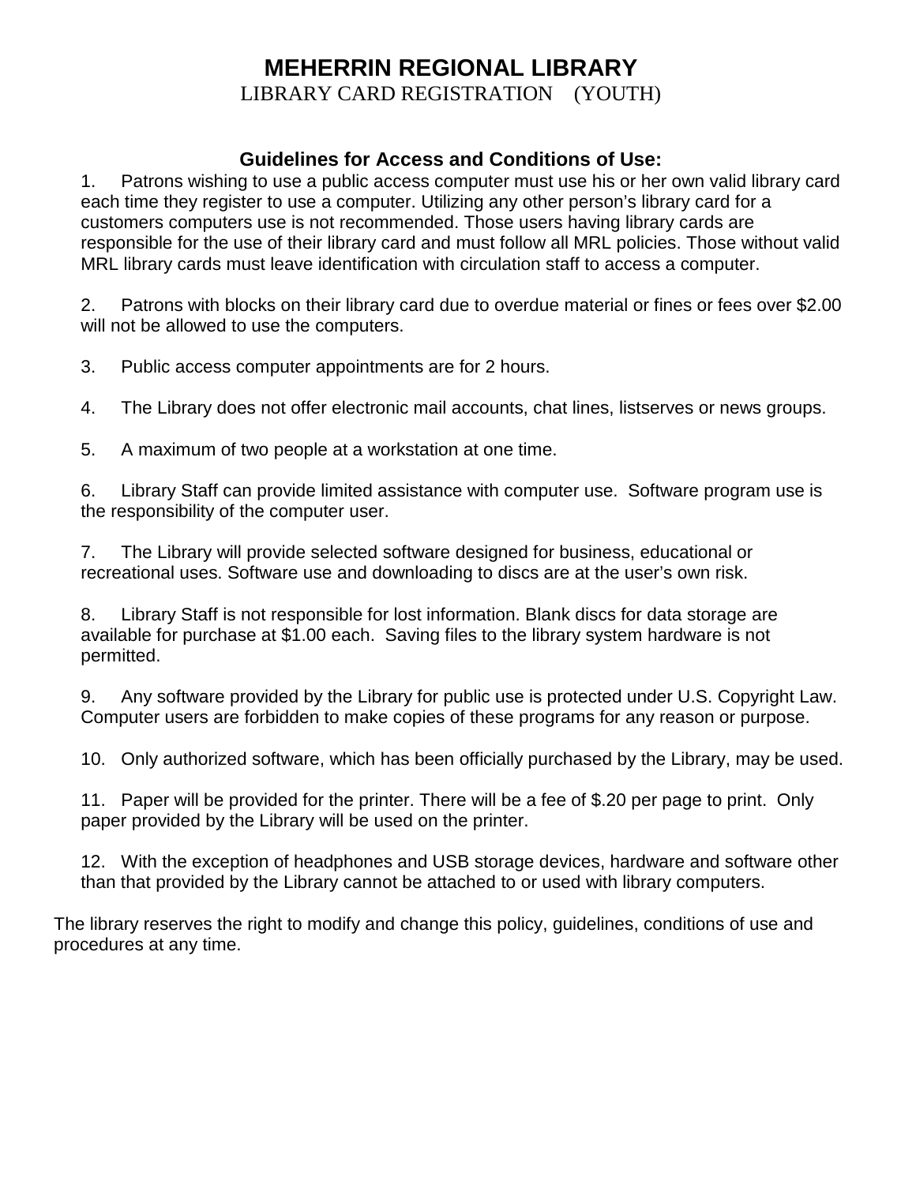# MEHERRIN REGIONAL LIBRARY

LIBRARY CARD REGISTRATION (YOUTH)

## Guidelines for Access and Conditions of Use:

1. Patrons wishing to use a public access computer must use his or her own valid library card each time they register to use a computer. Utilizing any other person's library card for a customers computers use is not recommended. Those users having library cards are responsible for the use of their library card and must follow all MRL policies. Those without valid MRL library cards must leave identification with circulation staff to access a computer.

2. Patrons with blocks on their library card due to overdue material or fines or fees over $2.00 will not be allowed to use the computers.

3. Public access computer appointments are for 2 hours.

4. The Library does not offer electronic mail accounts, chat lines, listserves or news groups.

5. A maximum of two people at a workstation at one time.

6. Library Staff can provide limited assistance with computer use. Software program use is the responsibility of the computer user.

7. The Library will provide selected software designed for business, educational or recreational uses. Software use and downloading to discs are at the user's own risk.

8. Library Staff is not responsible for lost information. Blank discs for data storage are available for purchase at $1.00 each. Saving files to the library system hardware is not permitted.

9. Any software provided by the Library for public use is protected under U.S. Copyright Law. Computer users are forbidden to make copies of these programs for any reason or purpose.

10. Only authorized software, which has been officially purchased by the Library, may be used.

11. Paper will be provided for the printer. There will be a fee of $.20 per page to print. Only paper provided by the Library will be used on the printer.

12. With the exception of headphones and USB storage devices, hardware and software other than that provided by the Library cannot be attached to or used with library computers.

The library reserves the right to modify and change this policy, guidelines, conditions of use and procedures at any time.